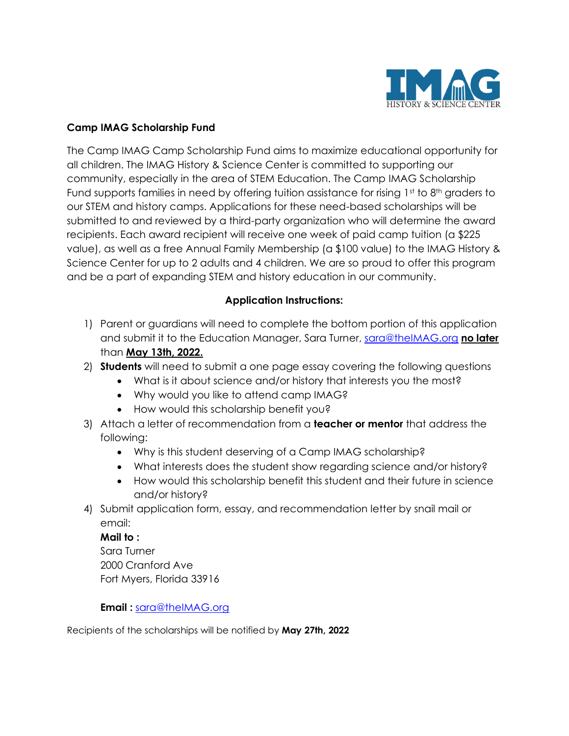## Camp IMAG Scholarship Fund

The Camp IMAG Camp Scholarship Fund aims to maximize educational opportunity for all children. The IMAG History & Science Center is committed to supporting our community, especially in the area of STEM Education. The Camp IMAG Scholarship Fund supports families in need by offering tuition assistance for rising 1st to 8th graders to our STEM and history camps. Applications for these need-based scholarships will be submitted to and reviewed by a third-party organization who will determine the award recipients. Each award recipient will receive one week of paid camp tuition (a $225 value), as well as a free Annual Family Membership (a $100 value) to the IMAG History & Science Center for up to 2 adults and 4 children. We are so proud to offer this program and be a part of expanding STEM and history education in our community.

### Application Instructions:

1) Parent or guardians will need to complete the bottom portion of this application and submit it to the Education Manager, Sara Turner, sara@theIMAG.org **no later** than **May 13th, 2022.**
2) **Students** will need to submit a one page essay covering the following questions
   - What is it about science and/or history that interests you the most?
   - Why would you like to attend camp IMAG?
   - How would this scholarship benefit you?
3) Attach a letter of recommendation from a **teacher or mentor** that address the following:
   - Why is this student deserving of a Camp IMAG scholarship?
   - What interests does the student show regarding science and/or history?
   - How would this scholarship benefit this student and their future in science and/or history?
4) Submit application form, essay, and recommendation letter by snail mail or email:

   **Mail to :**
   Sara Turner
   2000 Cranford Ave
   Fort Myers, Florida 33916

   **Email :** sara@theIMAG.org

Recipients of the scholarships will be notified by **May 27th, 2022**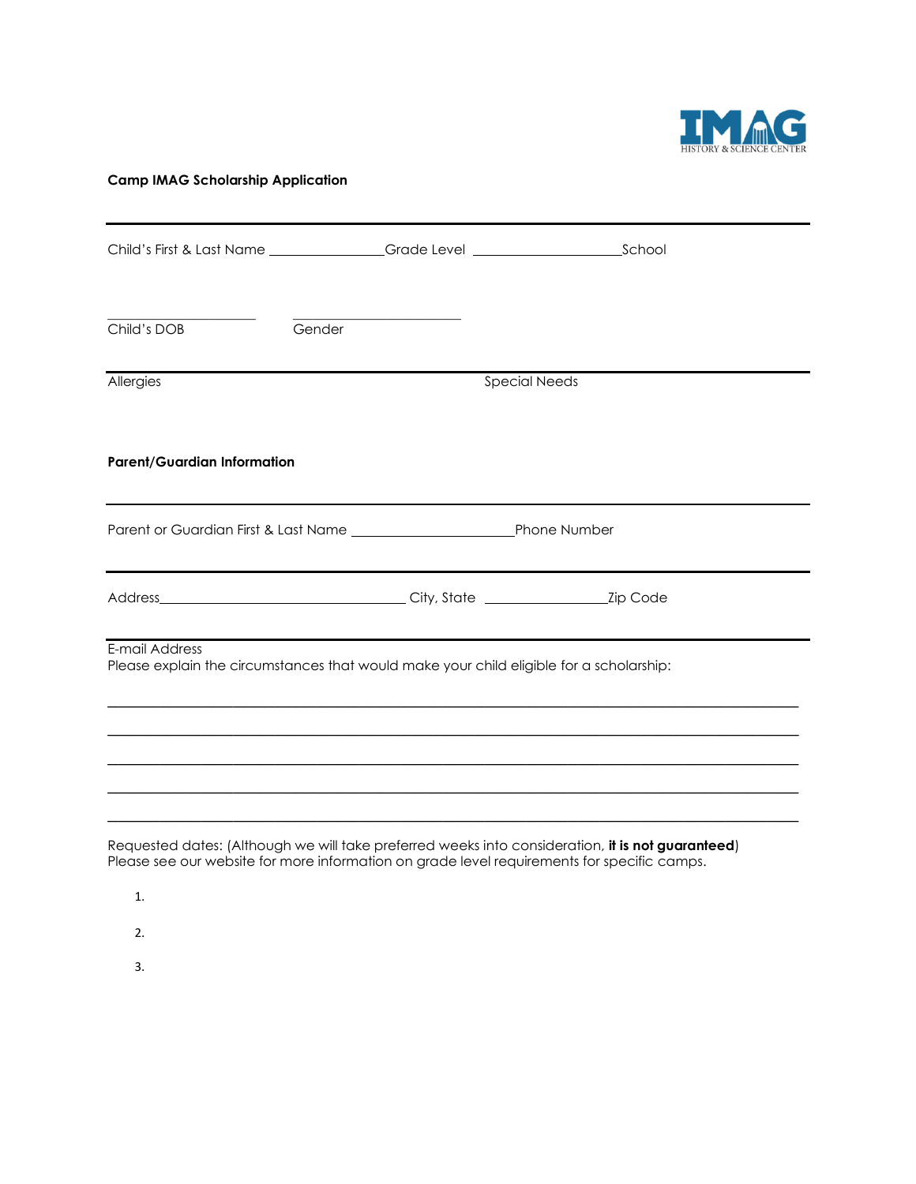**Camp IMAG Scholarship Application**

---

Child's First & Last Name ________________ Grade Level ____________________ School

________________ ____________________

Child's DOB Gender

---

Allergies Special Needs

**Parent/Guardian Information**

---

Parent or Guardian First & Last Name ______________________ Phone Number

---

Address___________________________________ City, State _________________ Zip Code

---

E-mail Address

Please explain the circumstances that would make your child eligible for a scholarship:

________________________________________________________________________________

________________________________________________________________________________

________________________________________________________________________________

________________________________________________________________________________

________________________________________________________________________________

Requested dates: (Although we will take preferred weeks into consideration, **it is not guaranteed**)
Please see our website for more information on grade level requirements for specific camps.

1.
2.
3.